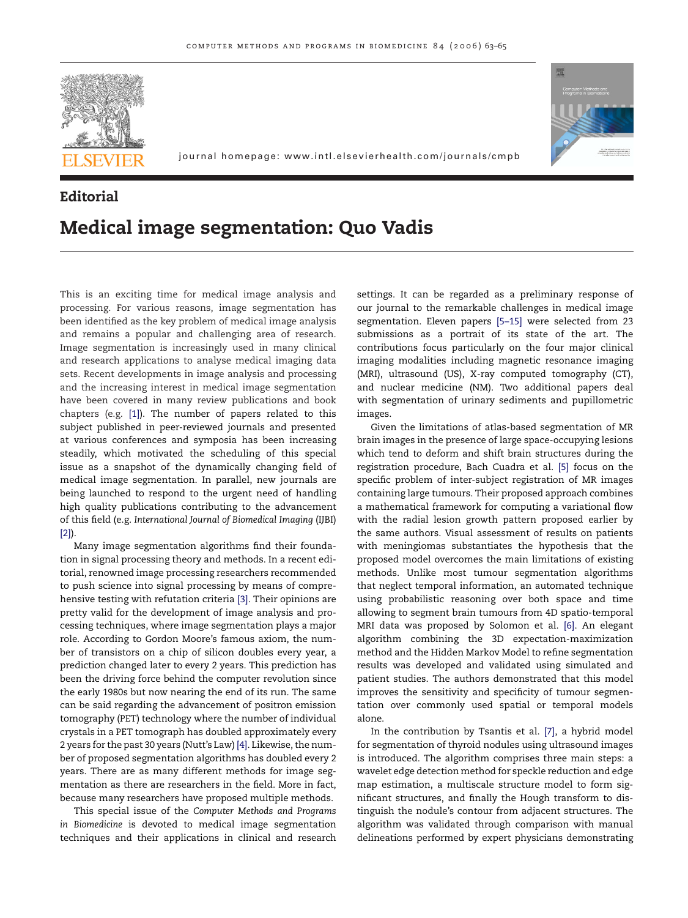## Editorial

# Medical image segmentation: Quo Vadis

This is an exciting time for medical image analysis and processing. For various reasons, image segmentation has been identified as the key problem of medical image analysis and remains a popular and challenging area of research. Image segmentation is increasingly used in many clinical and research applications to analyse medical imaging data sets. Recent developments in image analysis and processing and the increasing interest in medical image segmentation have been covered in many review publications and book chapters (e.g. [1]). The number of papers related to this subject published in peer-reviewed journals and presented at various conferences and symposia has been increasing steadily, which motivated the scheduling of this special issue as a snapshot of the dynamically changing field of medical image segmentation. In parallel, new journals are being launched to respond to the urgent need of handling high quality publications contributing to the advancement of this field (e.g. *International Journal of Biomedical Imaging* (IJBI) [2]).

Many image segmentation algorithms find their foundation in signal processing theory and methods. In a recent editorial, renowned image processing researchers recommended to push science into signal processing by means of comprehensive testing with refutation criteria [3]. Their opinions are pretty valid for the development of image analysis and processing techniques, where image segmentation plays a major role. According to Gordon Moore's famous axiom, the number of transistors on a chip of silicon doubles every year, a prediction changed later to every 2 years. This prediction has been the driving force behind the computer revolution since the early 1980s but now nearing the end of its run. The same can be said regarding the advancement of positron emission tomography (PET) technology where the number of individual crystals in a PET tomograph has doubled approximately every 2 years for the past 30 years (Nutt's Law) [4]. Likewise, the number of proposed segmentation algorithms has doubled every 2 years. There are as many different methods for image segmentation as there are researchers in the field. More in fact, because many researchers have proposed multiple methods.

This special issue of the *Computer Methods and Programs in Biomedicine* is devoted to medical image segmentation techniques and their applications in clinical and research settings. It can be regarded as a preliminary response of our journal to the remarkable challenges in medical image segmentation. Eleven papers [5–15] were selected from 23 submissions as a portrait of its state of the art. The contributions focus particularly on the four major clinical imaging modalities including magnetic resonance imaging (MRI), ultrasound (US), X-ray computed tomography (CT), and nuclear medicine (NM). Two additional papers deal with segmentation of urinary sediments and pupillometric images.

Given the limitations of atlas-based segmentation of MR brain images in the presence of large space-occupying lesions which tend to deform and shift brain structures during the registration procedure, Bach Cuadra et al. [5] focus on the specific problem of inter-subject registration of MR images containing large tumours. Their proposed approach combines a mathematical framework for computing a variational flow with the radial lesion growth pattern proposed earlier by the same authors. Visual assessment of results on patients with meningiomas substantiates the hypothesis that the proposed model overcomes the main limitations of existing methods. Unlike most tumour segmentation algorithms that neglect temporal information, an automated technique using probabilistic reasoning over both space and time allowing to segment brain tumours from 4D spatio-temporal MRI data was proposed by Solomon et al. [6]. An elegant algorithm combining the 3D expectation-maximization method and the Hidden Markov Model to refine segmentation results was developed and validated using simulated and patient studies. The authors demonstrated that this model improves the sensitivity and specificity of tumour segmentation over commonly used spatial or temporal models alone.

In the contribution by Tsantis et al. [7], a hybrid model for segmentation of thyroid nodules using ultrasound images is introduced. The algorithm comprises three main steps: a wavelet edge detection method for speckle reduction and edge map estimation, a multiscale structure model to form significant structures, and finally the Hough transform to distinguish the nodule's contour from adjacent structures. The algorithm was validated through comparison with manual delineations performed by expert physicians demonstrating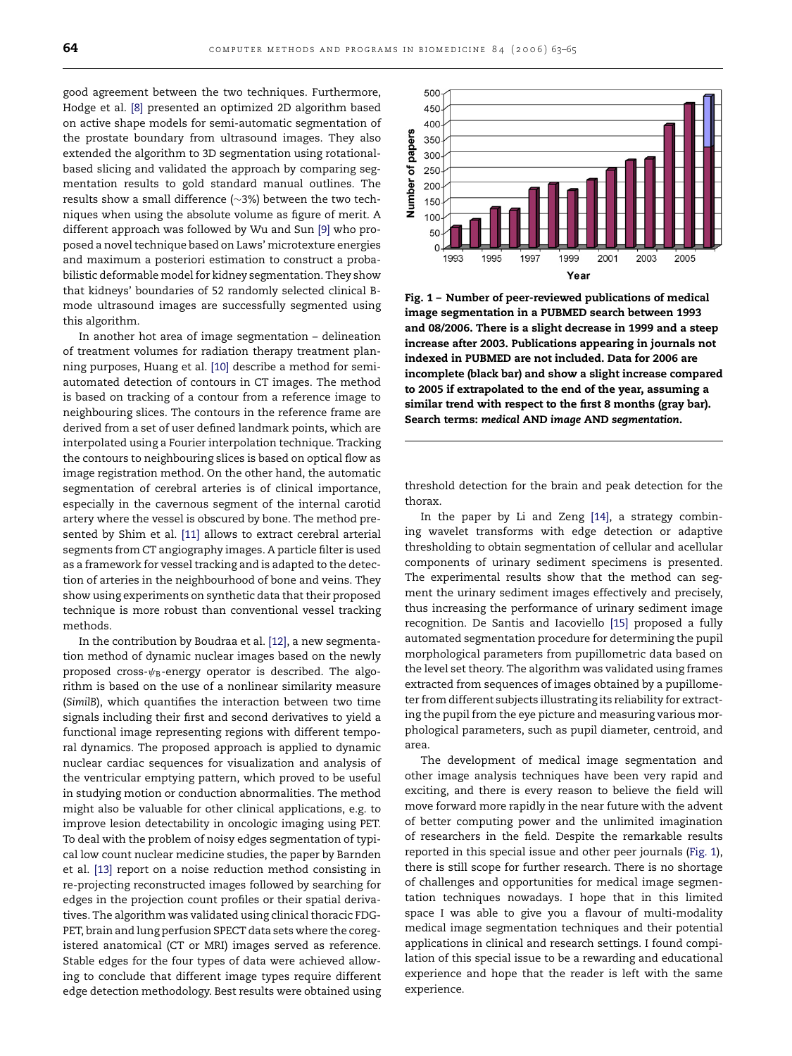good agreement between the two techniques. Furthermore, Hodge et al. [8] presented an optimized 2D algorithm based on active shape models for semi-automatic segmentation of the prostate boundary from ultrasound images. They also extended the algorithm to 3D segmentation using rotational-based slicing and validated the approach by comparing segmentation results to gold standard manual outlines. The results show a small difference (~3%) between the two techniques when using the absolute volume as figure of merit. A different approach was followed by Wu and Sun [9] who proposed a novel technique based on Laws' microtexture energies and maximum a posteriori estimation to construct a probabilistic deformable model for kidney segmentation. They show that kidneys' boundaries of 52 randomly selected clinical B-mode ultrasound images are successfully segmented using this algorithm.

In another hot area of image segmentation – delineation of treatment volumes for radiation therapy treatment planning purposes, Huang et al. [10] describe a method for semi-automated detection of contours in CT images. The method is based on tracking of a contour from a reference image to neighbouring slices. The contours in the reference frame are derived from a set of user defined landmark points, which are interpolated using a Fourier interpolation technique. Tracking the contours to neighbouring slices is based on optical flow as image registration method. On the other hand, the automatic segmentation of cerebral arteries is of clinical importance, especially in the cavernous segment of the internal carotid artery where the vessel is obscured by bone. The method presented by Shim et al. [11] allows to extract cerebral arterial segments from CT angiography images. A particle filter is used as a framework for vessel tracking and is adapted to the detection of arteries in the neighbourhood of bone and veins. They show using experiments on synthetic data that their proposed technique is more robust than conventional vessel tracking methods.

In the contribution by Boudraa et al. [12], a new segmentation method of dynamic nuclear images based on the newly proposed cross-$\psi_B$-energy operator is described. The algorithm is based on the use of a nonlinear similarity measure (*SimilB*), which quantifies the interaction between two time signals including their first and second derivatives to yield a functional image representing regions with different temporal dynamics. The proposed approach is applied to dynamic nuclear cardiac sequences for visualization and analysis of the ventricular emptying pattern, which proved to be useful in studying motion or conduction abnormalities. The method might also be valuable for other clinical applications, e.g. to improve lesion detectability in oncologic imaging using PET. To deal with the problem of noisy edges segmentation of typical low count nuclear medicine studies, the paper by Barnden et al. [13] report on a noise reduction method consisting in re-projecting reconstructed images followed by searching for edges in the projection count profiles or their spatial derivatives. The algorithm was validated using clinical thoracic FDG-PET, brain and lung perfusion SPECT data sets where the coregistered anatomical (CT or MRI) images served as reference. Stable edges for the four types of data were achieved allowing to conclude that different image types require different edge detection methodology. Best results were obtained using threshold detection for the brain and peak detection for the thorax.

**Fig. 1 – Number of peer-reviewed publications of medical image segmentation in a PUBMED search between 1993 and 08/2006. There is a slight decrease in 1999 and a steep increase after 2003. Publications appearing in journals not indexed in PUBMED are not included. Data for 2006 are incomplete (black bar) and show a slight increase compared to 2005 if extrapolated to the end of the year, assuming a similar trend with respect to the first 8 months (gray bar). Search terms: *medical* AND *image* AND *segmentation*.**

In the paper by Li and Zeng [14], a strategy combining wavelet transforms with edge detection or adaptive thresholding to obtain segmentation of cellular and acellular components of urinary sediment specimens is presented. The experimental results show that the method can segment the urinary sediment images effectively and precisely, thus increasing the performance of urinary sediment image recognition. De Santis and Iacoviello [15] proposed a fully automated segmentation procedure for determining the pupil morphological parameters from pupillometric data based on the level set theory. The algorithm was validated using frames extracted from sequences of images obtained by a pupillometer from different subjects illustrating its reliability for extracting the pupil from the eye picture and measuring various morphological parameters, such as pupil diameter, centroid, and area.

The development of medical image segmentation and other image analysis techniques have been very rapid and exciting, and there is every reason to believe the field will move forward more rapidly in the near future with the advent of better computing power and the unlimited imagination of researchers in the field. Despite the remarkable results reported in this special issue and other peer journals (Fig. 1), there is still scope for further research. There is no shortage of challenges and opportunities for medical image segmentation techniques nowadays. I hope that in this limited space I was able to give you a flavour of multi-modality medical image segmentation techniques and their potential applications in clinical and research settings. I found compilation of this special issue to be a rewarding and educational experience and hope that the reader is left with the same experience.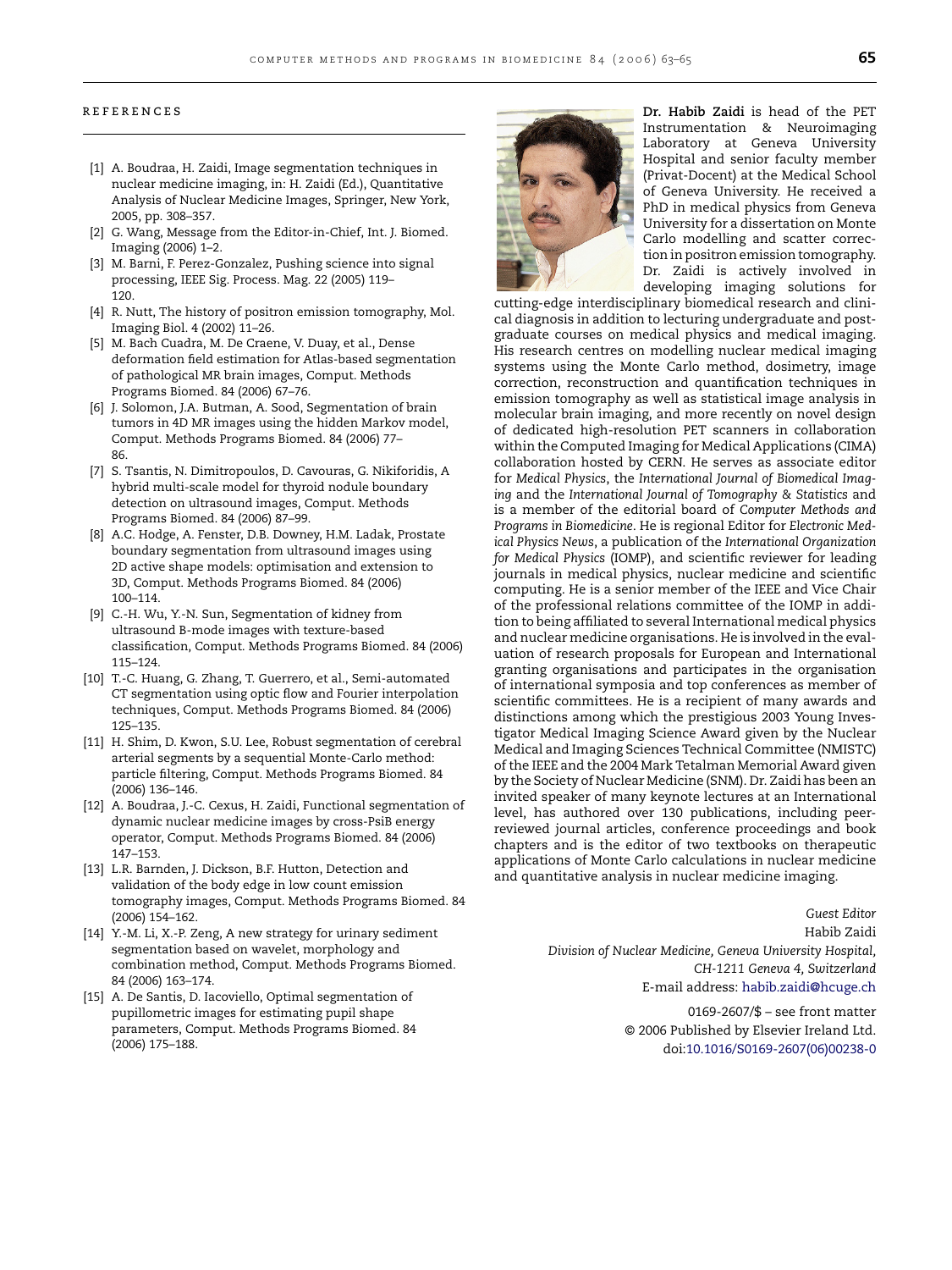## REFERENCES

[1] A. Boudraa, H. Zaidi, Image segmentation techniques in nuclear medicine imaging, in: H. Zaidi (Ed.), Quantitative Analysis of Nuclear Medicine Images, Springer, New York, 2005, pp. 308–357.

[2] G. Wang, Message from the Editor-in-Chief, Int. J. Biomed. Imaging (2006) 1–2.

[3] M. Barni, F. Perez-Gonzalez, Pushing science into signal processing, IEEE Sig. Process. Mag. 22 (2005) 119–120.

[4] R. Nutt, The history of positron emission tomography, Mol. Imaging Biol. 4 (2002) 11–26.

[5] M. Bach Cuadra, M. De Craene, V. Duay, et al., Dense deformation field estimation for Atlas-based segmentation of pathological MR brain images, Comput. Methods Programs Biomed. 84 (2006) 67–76.

[6] J. Solomon, J.A. Butman, A. Sood, Segmentation of brain tumors in 4D MR images using the hidden Markov model, Comput. Methods Programs Biomed. 84 (2006) 77–86.

[7] S. Tsantis, N. Dimitropoulos, D. Cavouras, G. Nikiforidis, A hybrid multi-scale model for thyroid nodule boundary detection on ultrasound images, Comput. Methods Programs Biomed. 84 (2006) 87–99.

[8] A.C. Hodge, A. Fenster, D.B. Downey, H.M. Ladak, Prostate boundary segmentation from ultrasound images using 2D active shape models: optimisation and extension to 3D, Comput. Methods Programs Biomed. 84 (2006) 100–114.

[9] C.-H. Wu, Y.-N. Sun, Segmentation of kidney from ultrasound B-mode images with texture-based classification, Comput. Methods Programs Biomed. 84 (2006) 115–124.

[10] T.-C. Huang, G. Zhang, T. Guerrero, et al., Semi-automated CT segmentation using optic flow and Fourier interpolation techniques, Comput. Methods Programs Biomed. 84 (2006) 125–135.

[11] H. Shim, D. Kwon, S.U. Lee, Robust segmentation of cerebral arterial segments by a sequential Monte-Carlo method: particle filtering, Comput. Methods Programs Biomed. 84 (2006) 136–146.

[12] A. Boudraa, J.-C. Cexus, H. Zaidi, Functional segmentation of dynamic nuclear medicine images by cross-PsiB energy operator, Comput. Methods Programs Biomed. 84 (2006) 147–153.

[13] L.R. Barnden, J. Dickson, B.F. Hutton, Detection and validation of the body edge in low count emission tomography images, Comput. Methods Programs Biomed. 84 (2006) 154–162.

[14] Y.-M. Li, X.-P. Zeng, A new strategy for urinary sediment segmentation based on wavelet, morphology and combination method, Comput. Methods Programs Biomed. 84 (2006) 163–174.

[15] A. De Santis, D. Iacoviello, Optimal segmentation of pupillometric images for estimating pupil shape parameters, Comput. Methods Programs Biomed. 84 (2006) 175–188.

**Dr. Habib Zaidi** is head of the PET Instrumentation & Neuroimaging Laboratory at Geneva University Hospital and senior faculty member (Privat-Docent) at the Medical School of Geneva University. He received a PhD in medical physics from Geneva University for a dissertation on Monte Carlo modelling and scatter correction in positron emission tomography. Dr. Zaidi is actively involved in developing imaging solutions for cutting-edge interdisciplinary biomedical research and clinical diagnosis in addition to lecturing undergraduate and postgraduate courses on medical physics and medical imaging. His research centres on modelling nuclear medical imaging systems using the Monte Carlo method, dosimetry, image correction, reconstruction and quantification techniques in emission tomography as well as statistical image analysis in molecular brain imaging, and more recently on novel design of dedicated high-resolution PET scanners in collaboration within the Computed Imaging for Medical Applications (CIMA) collaboration hosted by CERN. He serves as associate editor for *Medical Physics*, the *International Journal of Biomedical Imaging* and the *International Journal of Tomography & Statistics* and is a member of the editorial board of *Computer Methods and Programs in Biomedicine*. He is regional Editor for *Electronic Medical Physics News*, a publication of the *International Organization for Medical Physics* (IOMP), and scientific reviewer for leading journals in medical physics, nuclear medicine and scientific computing. He is a senior member of the IEEE and Vice Chair of the professional relations committee of the IOMP in addition to being affiliated to several International medical physics and nuclear medicine organisations. He is involved in the evaluation of research proposals for European and International granting organisations and participates in the organisation of international symposia and top conferences as member of scientific committees. He is a recipient of many awards and distinctions among which the prestigious 2003 Young Investigator Medical Imaging Science Award given by the Nuclear Medical and Imaging Sciences Technical Committee (NMISTC) of the IEEE and the 2004 Mark Tetalman Memorial Award given by the Society of Nuclear Medicine (SNM). Dr. Zaidi has been an invited speaker of many keynote lectures at an International level, has authored over 130 publications, including peer-reviewed journal articles, conference proceedings and book chapters and is the editor of two textbooks on therapeutic applications of Monte Carlo calculations in nuclear medicine and quantitative analysis in nuclear medicine imaging.

*Guest Editor*
Habib Zaidi
*Division of Nuclear Medicine, Geneva University Hospital, CH-1211 Geneva 4, Switzerland*
E-mail address: habib.zaidi@hcuge.ch

0169-2607/$ – see front matter
© 2006 Published by Elsevier Ireland Ltd.
doi:10.1016/S0169-2607(06)00238-0